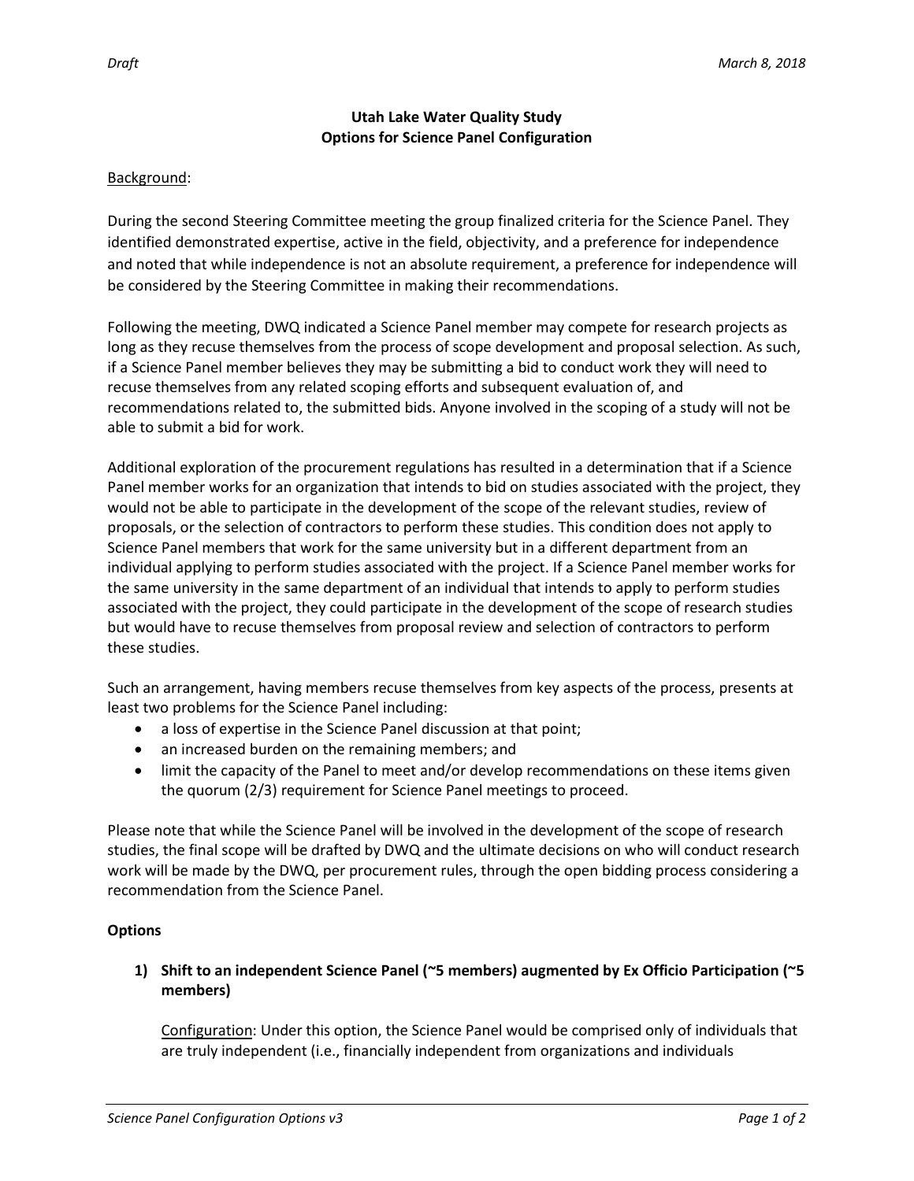# Utah Lake Water Quality Study
## Options for Science Panel Configuration

Background:

During the second Steering Committee meeting the group finalized criteria for the Science Panel. They identified demonstrated expertise, active in the field, objectivity, and a preference for independence and noted that while independence is not an absolute requirement, a preference for independence will be considered by the Steering Committee in making their recommendations.

Following the meeting, DWQ indicated a Science Panel member may compete for research projects as long as they recuse themselves from the process of scope development and proposal selection. As such, if a Science Panel member believes they may be submitting a bid to conduct work they will need to recuse themselves from any related scoping efforts and subsequent evaluation of, and recommendations related to, the submitted bids. Anyone involved in the scoping of a study will not be able to submit a bid for work.

Additional exploration of the procurement regulations has resulted in a determination that if a Science Panel member works for an organization that intends to bid on studies associated with the project, they would not be able to participate in the development of the scope of the relevant studies, review of proposals, or the selection of contractors to perform these studies. This condition does not apply to Science Panel members that work for the same university but in a different department from an individual applying to perform studies associated with the project. If a Science Panel member works for the same university in the same department of an individual that intends to apply to perform studies associated with the project, they could participate in the development of the scope of research studies but would have to recuse themselves from proposal review and selection of contractors to perform these studies.

Such an arrangement, having members recuse themselves from key aspects of the process, presents at least two problems for the Science Panel including:

- a loss of expertise in the Science Panel discussion at that point;
- an increased burden on the remaining members; and
- limit the capacity of the Panel to meet and/or develop recommendations on these items given the quorum (2/3) requirement for Science Panel meetings to proceed.

Please note that while the Science Panel will be involved in the development of the scope of research studies, the final scope will be drafted by DWQ and the ultimate decisions on who will conduct research work will be made by the DWQ, per procurement rules, through the open bidding process considering a recommendation from the Science Panel.

**Options**

1) **Shift to an independent Science Panel (~5 members) augmented by Ex Officio Participation (~5 members)**

   Configuration: Under this option, the Science Panel would be comprised only of individuals that are truly independent (i.e., financially independent from organizations and individuals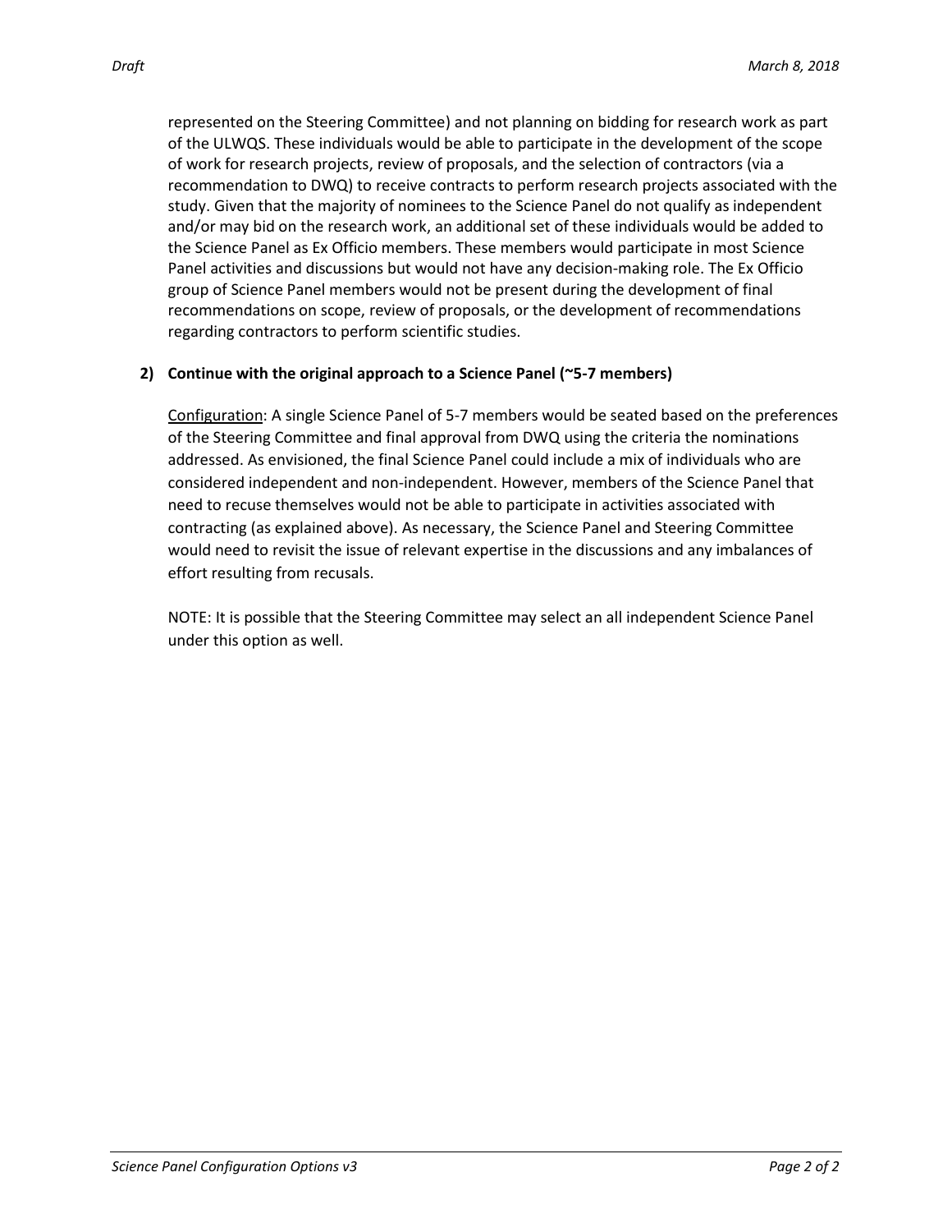represented on the Steering Committee) and not planning on bidding for research work as part of the ULWQS. These individuals would be able to participate in the development of the scope of work for research projects, review of proposals, and the selection of contractors (via a recommendation to DWQ) to receive contracts to perform research projects associated with the study. Given that the majority of nominees to the Science Panel do not qualify as independent and/or may bid on the research work, an additional set of these individuals would be added to the Science Panel as Ex Officio members. These members would participate in most Science Panel activities and discussions but would not have any decision-making role. The Ex Officio group of Science Panel members would not be present during the development of final recommendations on scope, review of proposals, or the development of recommendations regarding contractors to perform scientific studies.

**2) Continue with the original approach to a Science Panel (~5-7 members)**

Configuration: A single Science Panel of 5-7 members would be seated based on the preferences of the Steering Committee and final approval from DWQ using the criteria the nominations addressed. As envisioned, the final Science Panel could include a mix of individuals who are considered independent and non-independent. However, members of the Science Panel that need to recuse themselves would not be able to participate in activities associated with contracting (as explained above). As necessary, the Science Panel and Steering Committee would need to revisit the issue of relevant expertise in the discussions and any imbalances of effort resulting from recusals.

NOTE: It is possible that the Steering Committee may select an all independent Science Panel under this option as well.